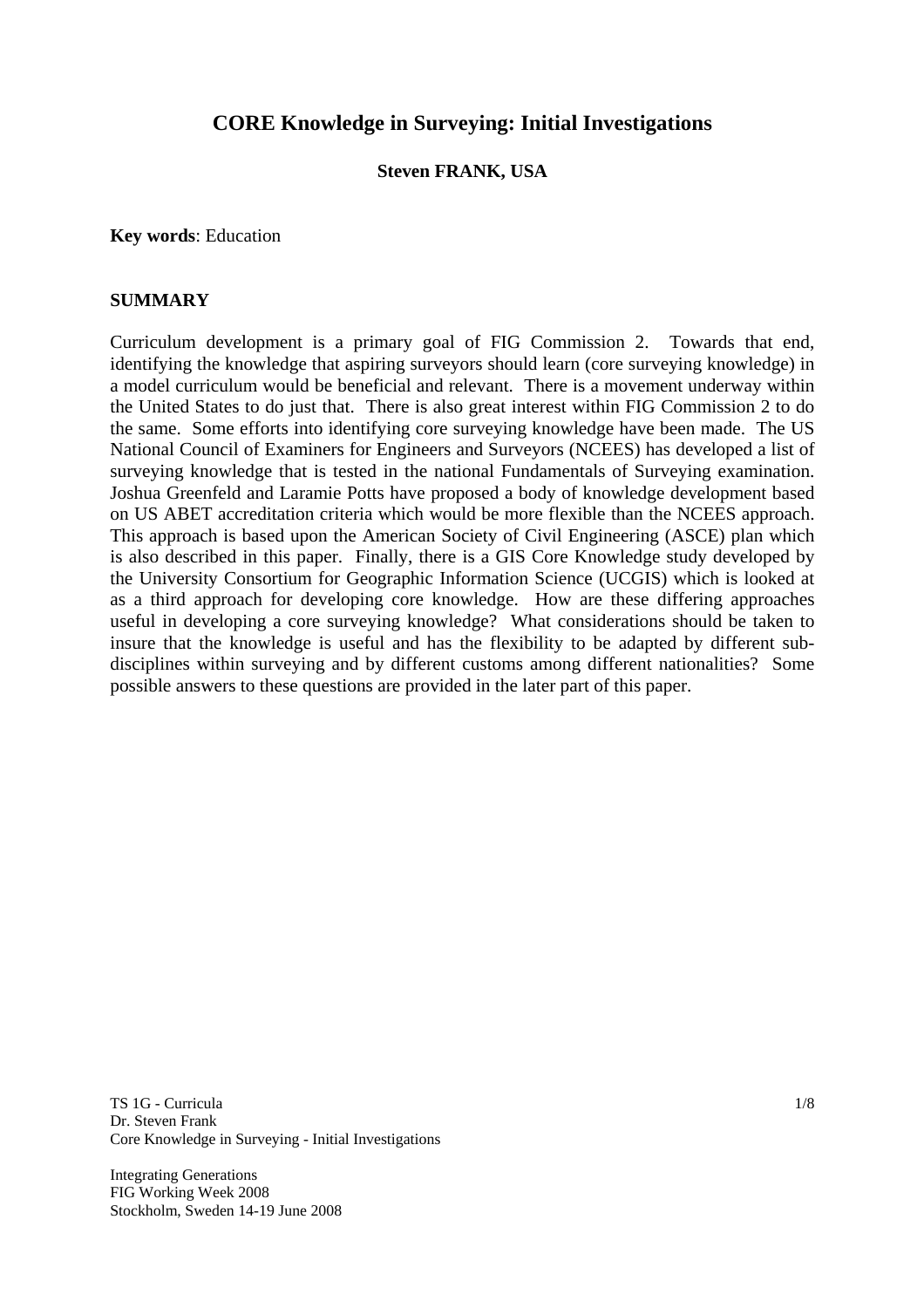# CORE Knowledge in Surveying: Initial Investigations

**Steven FRANK, USA**

**Key words**: Education

## SUMMARY

Curriculum development is a primary goal of FIG Commission 2. Towards that end, identifying the knowledge that aspiring surveyors should learn (core surveying knowledge) in a model curriculum would be beneficial and relevant. There is a movement underway within the United States to do just that. There is also great interest within FIG Commission 2 to do the same. Some efforts into identifying core surveying knowledge have been made. The US National Council of Examiners for Engineers and Surveyors (NCEES) has developed a list of surveying knowledge that is tested in the national Fundamentals of Surveying examination. Joshua Greenfeld and Laramie Potts have proposed a body of knowledge development based on US ABET accreditation criteria which would be more flexible than the NCEES approach. This approach is based upon the American Society of Civil Engineering (ASCE) plan which is also described in this paper. Finally, there is a GIS Core Knowledge study developed by the University Consortium for Geographic Information Science (UCGIS) which is looked at as a third approach for developing core knowledge. How are these differing approaches useful in developing a core surveying knowledge? What considerations should be taken to insure that the knowledge is useful and has the flexibility to be adapted by different sub-disciplines within surveying and by different customs among different nationalities? Some possible answers to these questions are provided in the later part of this paper.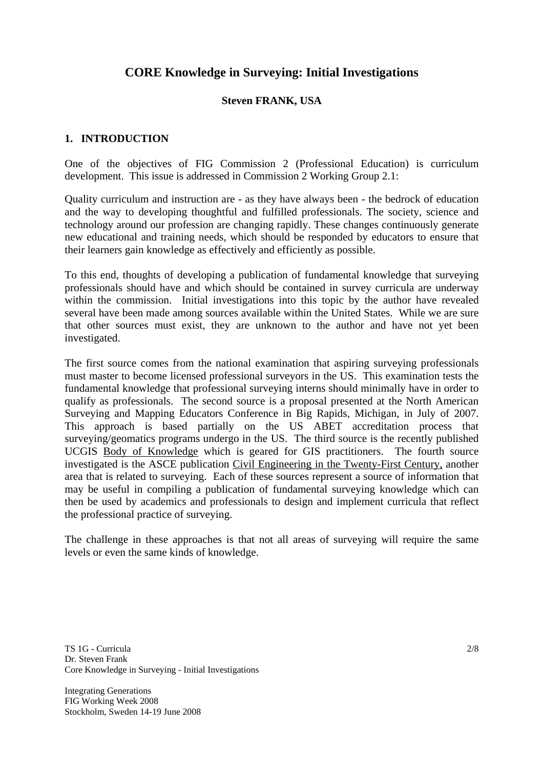# CORE Knowledge in Surveying: Initial Investigations

**Steven FRANK, USA**

## 1. INTRODUCTION

One of the objectives of FIG Commission 2 (Professional Education) is curriculum development. This issue is addressed in Commission 2 Working Group 2.1:

Quality curriculum and instruction are - as they have always been - the bedrock of education and the way to developing thoughtful and fulfilled professionals. The society, science and technology around our profession are changing rapidly. These changes continuously generate new educational and training needs, which should be responded by educators to ensure that their learners gain knowledge as effectively and efficiently as possible.

To this end, thoughts of developing a publication of fundamental knowledge that surveying professionals should have and which should be contained in survey curricula are underway within the commission. Initial investigations into this topic by the author have revealed several have been made among sources available within the United States. While we are sure that other sources must exist, they are unknown to the author and have not yet been investigated.

The first source comes from the national examination that aspiring surveying professionals must master to become licensed professional surveyors in the US. This examination tests the fundamental knowledge that professional surveying interns should minimally have in order to qualify as professionals. The second source is a proposal presented at the North American Surveying and Mapping Educators Conference in Big Rapids, Michigan, in July of 2007. This approach is based partially on the US ABET accreditation process that surveying/geomatics programs undergo in the US. The third source is the recently published UCGIS Body of Knowledge which is geared for GIS practitioners. The fourth source investigated is the ASCE publication Civil Engineering in the Twenty-First Century, another area that is related to surveying. Each of these sources represent a source of information that may be useful in compiling a publication of fundamental surveying knowledge which can then be used by academics and professionals to design and implement curricula that reflect the professional practice of surveying.

The challenge in these approaches is that not all areas of surveying will require the same levels or even the same kinds of knowledge.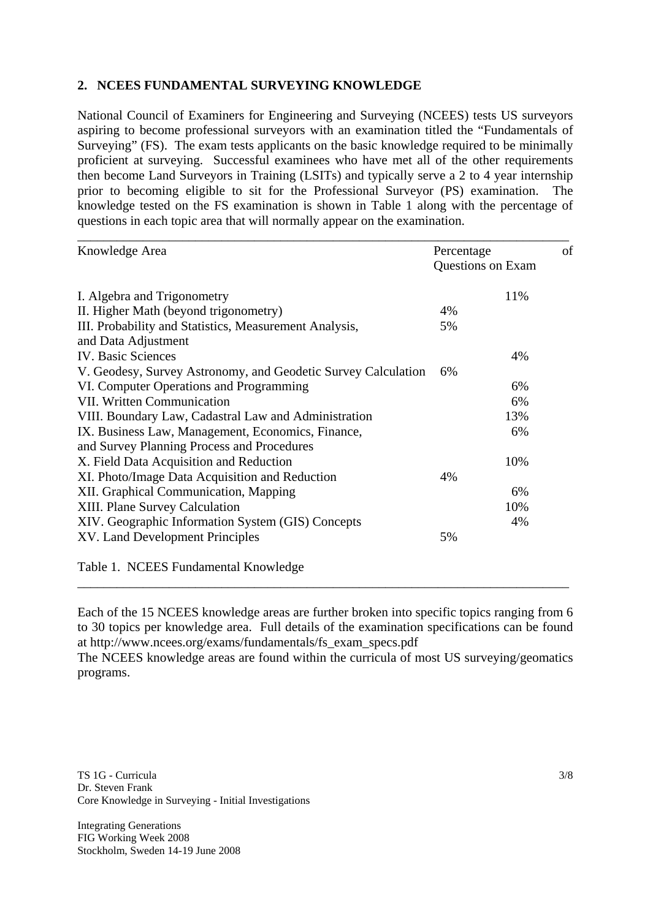## 2. NCEES FUNDAMENTAL SURVEYING KNOWLEDGE

National Council of Examiners for Engineering and Surveying (NCEES) tests US surveyors aspiring to become professional surveyors with an examination titled the "Fundamentals of Surveying" (FS). The exam tests applicants on the basic knowledge required to be minimally proficient at surveying. Successful examinees who have met all of the other requirements then become Land Surveyors in Training (LSITs) and typically serve a 2 to 4 year internship prior to becoming eligible to sit for the Professional Surveyor (PS) examination. The knowledge tested on the FS examination is shown in Table 1 along with the percentage of questions in each topic area that will normally appear on the examination.

| Knowledge Area | Percentage of Questions on Exam |
|---|---|
| I. Algebra and Trigonometry | 11% |
| II. Higher Math (beyond trigonometry) | 4% |
| III. Probability and Statistics, Measurement Analysis, and Data Adjustment | 5% |
| IV. Basic Sciences | 4% |
| V. Geodesy, Survey Astronomy, and Geodetic Survey Calculation | 6% |
| VI. Computer Operations and Programming | 6% |
| VII. Written Communication | 6% |
| VIII. Boundary Law, Cadastral Law and Administration | 13% |
| IX. Business Law, Management, Economics, Finance, and Survey Planning Process and Procedures | 6% |
| X. Field Data Acquisition and Reduction | 10% |
| XI. Photo/Image Data Acquisition and Reduction | 4% |
| XII. Graphical Communication, Mapping | 6% |
| XIII. Plane Survey Calculation | 10% |
| XIV. Geographic Information System (GIS) Concepts | 4% |
| XV. Land Development Principles | 5% |

Table 1. NCEES Fundamental Knowledge

Each of the 15 NCEES knowledge areas are further broken into specific topics ranging from 6 to 30 topics per knowledge area. Full details of the examination specifications can be found at http://www.ncees.org/exams/fundamentals/fs_exam_specs.pdf

The NCEES knowledge areas are found within the curricula of most US surveying/geomatics programs.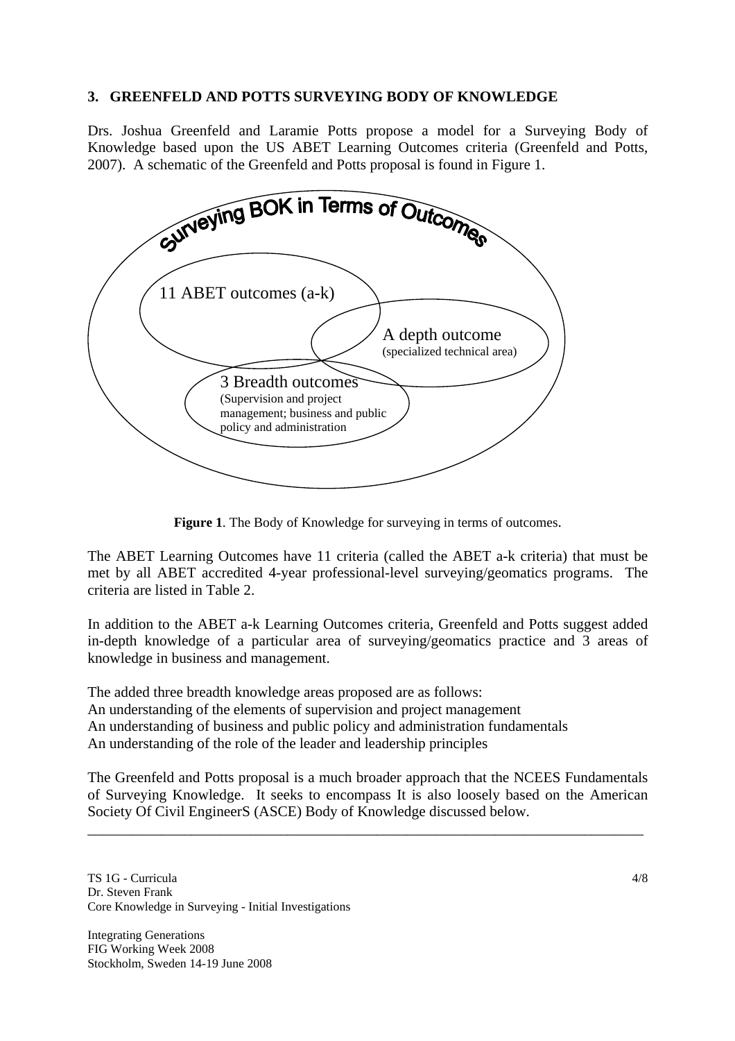## 3. GREENFELD AND POTTS SURVEYING BODY OF KNOWLEDGE

Drs. Joshua Greenfeld and Laramie Potts propose a model for a Surveying Body of Knowledge based upon the US ABET Learning Outcomes criteria (Greenfeld and Potts, 2007). A schematic of the Greenfeld and Potts proposal is found in Figure 1.

Surveying BOK in Terms of Outcomes

11 ABET outcomes (a-k)

A depth outcome
(specialized technical area)

3 Breadth outcomes
(Supervision and project management; business and public policy and administration

**Figure 1**. The Body of Knowledge for surveying in terms of outcomes.

The ABET Learning Outcomes have 11 criteria (called the ABET a-k criteria) that must be met by all ABET accredited 4-year professional-level surveying/geomatics programs. The criteria are listed in Table 2.

In addition to the ABET a-k Learning Outcomes criteria, Greenfeld and Potts suggest added in-depth knowledge of a particular area of surveying/geomatics practice and 3 areas of knowledge in business and management.

The added three breadth knowledge areas proposed are as follows:
An understanding of the elements of supervision and project management
An understanding of business and public policy and administration fundamentals
An understanding of the role of the leader and leadership principles

The Greenfeld and Potts proposal is a much broader approach that the NCEES Fundamentals of Surveying Knowledge. It seeks to encompass It is also loosely based on the American Society Of Civil EngineerS (ASCE) Body of Knowledge discussed below.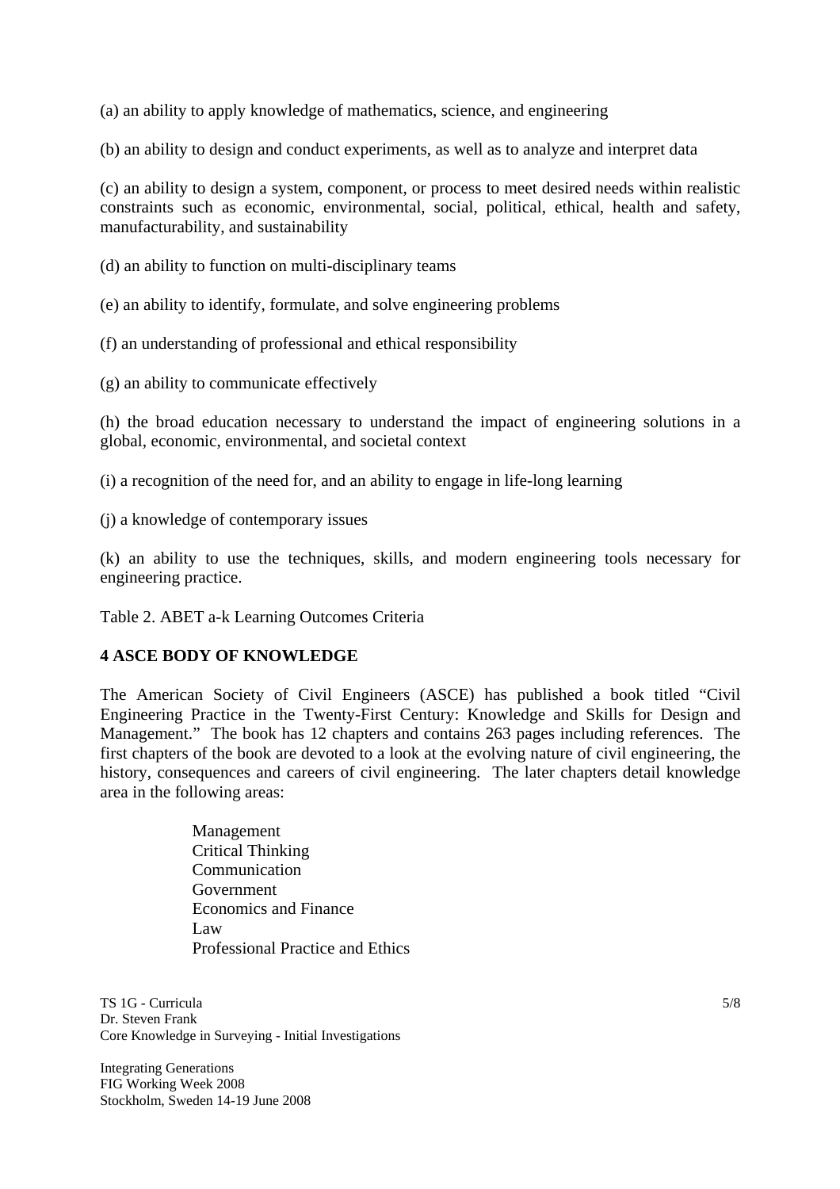(a) an ability to apply knowledge of mathematics, science, and engineering

(b) an ability to design and conduct experiments, as well as to analyze and interpret data

(c) an ability to design a system, component, or process to meet desired needs within realistic constraints such as economic, environmental, social, political, ethical, health and safety, manufacturability, and sustainability

(d) an ability to function on multi-disciplinary teams

(e) an ability to identify, formulate, and solve engineering problems

(f) an understanding of professional and ethical responsibility

(g) an ability to communicate effectively

(h) the broad education necessary to understand the impact of engineering solutions in a global, economic, environmental, and societal context

(i) a recognition of the need for, and an ability to engage in life-long learning

(j) a knowledge of contemporary issues

(k) an ability to use the techniques, skills, and modern engineering tools necessary for engineering practice.

Table 2. ABET a-k Learning Outcomes Criteria

## 4 ASCE BODY OF KNOWLEDGE

The American Society of Civil Engineers (ASCE) has published a book titled "Civil Engineering Practice in the Twenty-First Century: Knowledge and Skills for Design and Management." The book has 12 chapters and contains 263 pages including references. The first chapters of the book are devoted to a look at the evolving nature of civil engineering, the history, consequences and careers of civil engineering. The later chapters detail knowledge area in the following areas:

- Management
- Critical Thinking
- Communication
- Government
- Economics and Finance
- Law
- Professional Practice and Ethics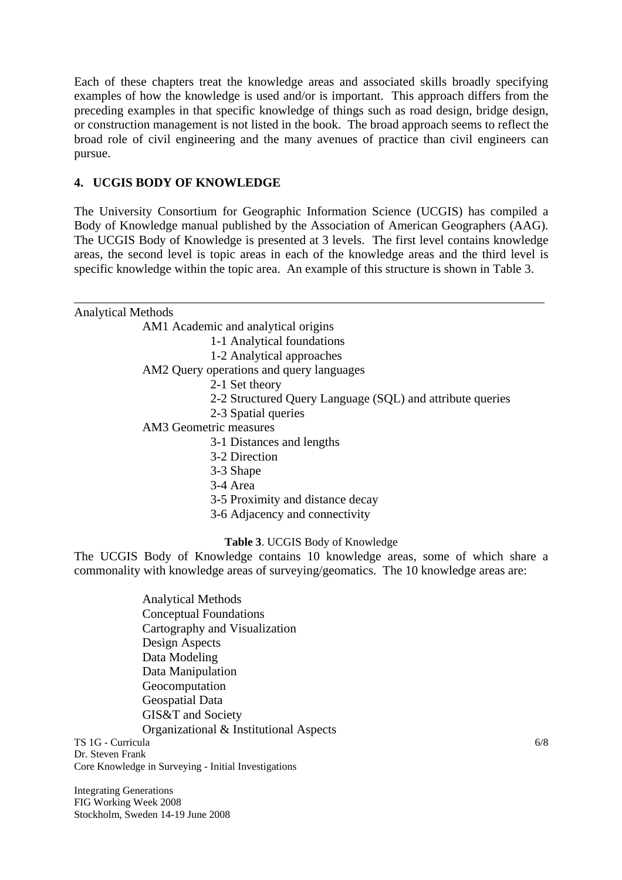Each of these chapters treat the knowledge areas and associated skills broadly specifying examples of how the knowledge is used and/or is important. This approach differs from the preceding examples in that specific knowledge of things such as road design, bridge design, or construction management is not listed in the book. The broad approach seems to reflect the broad role of civil engineering and the many avenues of practice than civil engineers can pursue.

## 4. UCGIS BODY OF KNOWLEDGE

The University Consortium for Geographic Information Science (UCGIS) has compiled a Body of Knowledge manual published by the Association of American Geographers (AAG). The UCGIS Body of Knowledge is presented at 3 levels. The first level contains knowledge areas, the second level is topic areas in each of the knowledge areas and the third level is specific knowledge within the topic area. An example of this structure is shown in Table 3.

---

Analytical Methods

- AM1 Academic and analytical origins
  - 1-1 Analytical foundations
  - 1-2 Analytical approaches
- AM2 Query operations and query languages
  - 2-1 Set theory
  - 2-2 Structured Query Language (SQL) and attribute queries
  - 2-3 Spatial queries
- AM3 Geometric measures
  - 3-1 Distances and lengths
  - 3-2 Direction
  - 3-3 Shape
  - 3-4 Area
  - 3-5 Proximity and distance decay
  - 3-6 Adjacency and connectivity

**Table 3**. UCGIS Body of Knowledge

The UCGIS Body of Knowledge contains 10 knowledge areas, some of which share a commonality with knowledge areas of surveying/geomatics. The 10 knowledge areas are:

- Analytical Methods
- Conceptual Foundations
- Cartography and Visualization
- Design Aspects
- Data Modeling
- Data Manipulation
- Geocomputation
- Geospatial Data
- GIS&T and Society
- Organizational & Institutional Aspects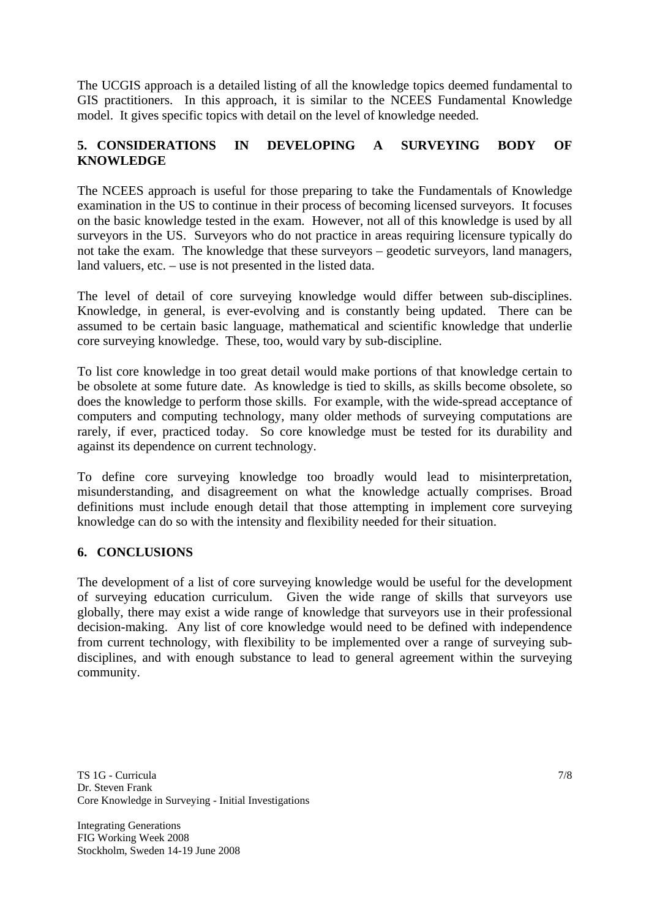The UCGIS approach is a detailed listing of all the knowledge topics deemed fundamental to GIS practitioners. In this approach, it is similar to the NCEES Fundamental Knowledge model. It gives specific topics with detail on the level of knowledge needed.

## 5. CONSIDERATIONS IN DEVELOPING A SURVEYING BODY OF KNOWLEDGE

The NCEES approach is useful for those preparing to take the Fundamentals of Knowledge examination in the US to continue in their process of becoming licensed surveyors. It focuses on the basic knowledge tested in the exam. However, not all of this knowledge is used by all surveyors in the US. Surveyors who do not practice in areas requiring licensure typically do not take the exam. The knowledge that these surveyors – geodetic surveyors, land managers, land valuers, etc. – use is not presented in the listed data.

The level of detail of core surveying knowledge would differ between sub-disciplines. Knowledge, in general, is ever-evolving and is constantly being updated. There can be assumed to be certain basic language, mathematical and scientific knowledge that underlie core surveying knowledge. These, too, would vary by sub-discipline.

To list core knowledge in too great detail would make portions of that knowledge certain to be obsolete at some future date. As knowledge is tied to skills, as skills become obsolete, so does the knowledge to perform those skills. For example, with the wide-spread acceptance of computers and computing technology, many older methods of surveying computations are rarely, if ever, practiced today. So core knowledge must be tested for its durability and against its dependence on current technology.

To define core surveying knowledge too broadly would lead to misinterpretation, misunderstanding, and disagreement on what the knowledge actually comprises. Broad definitions must include enough detail that those attempting in implement core surveying knowledge can do so with the intensity and flexibility needed for their situation.

## 6. CONCLUSIONS

The development of a list of core surveying knowledge would be useful for the development of surveying education curriculum. Given the wide range of skills that surveyors use globally, there may exist a wide range of knowledge that surveyors use in their professional decision-making. Any list of core knowledge would need to be defined with independence from current technology, with flexibility to be implemented over a range of surveying sub-disciplines, and with enough substance to lead to general agreement within the surveying community.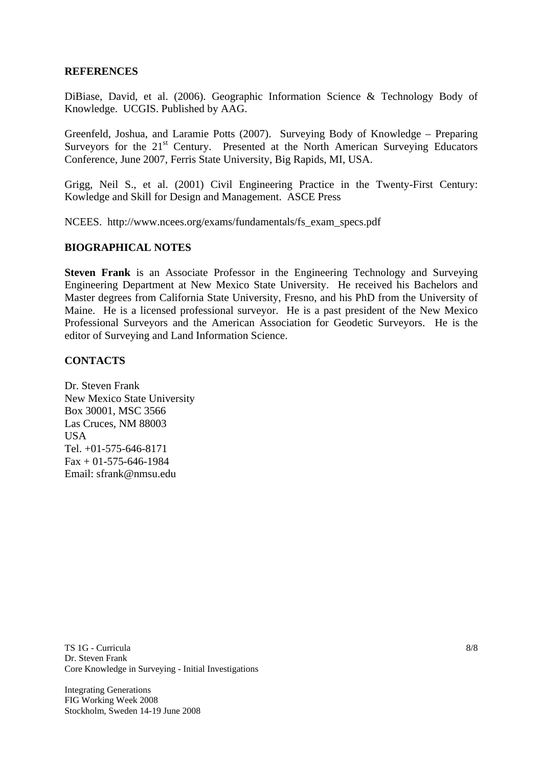## REFERENCES

DiBiase, David, et al. (2006). Geographic Information Science & Technology Body of Knowledge. UCGIS. Published by AAG.

Greenfeld, Joshua, and Laramie Potts (2007). Surveying Body of Knowledge – Preparing Surveyors for the 21st Century. Presented at the North American Surveying Educators Conference, June 2007, Ferris State University, Big Rapids, MI, USA.

Grigg, Neil S., et al. (2001) Civil Engineering Practice in the Twenty-First Century: Kowledge and Skill for Design and Management. ASCE Press

NCEES. http://www.ncees.org/exams/fundamentals/fs_exam_specs.pdf

## BIOGRAPHICAL NOTES

**Steven Frank** is an Associate Professor in the Engineering Technology and Surveying Engineering Department at New Mexico State University. He received his Bachelors and Master degrees from California State University, Fresno, and his PhD from the University of Maine. He is a licensed professional surveyor. He is a past president of the New Mexico Professional Surveyors and the American Association for Geodetic Surveyors. He is the editor of Surveying and Land Information Science.

## CONTACTS

Dr. Steven Frank
New Mexico State University
Box 30001, MSC 3566
Las Cruces, NM 88003
USA
Tel. +01-575-646-8171
Fax + 01-575-646-1984
Email: sfrank@nmsu.edu